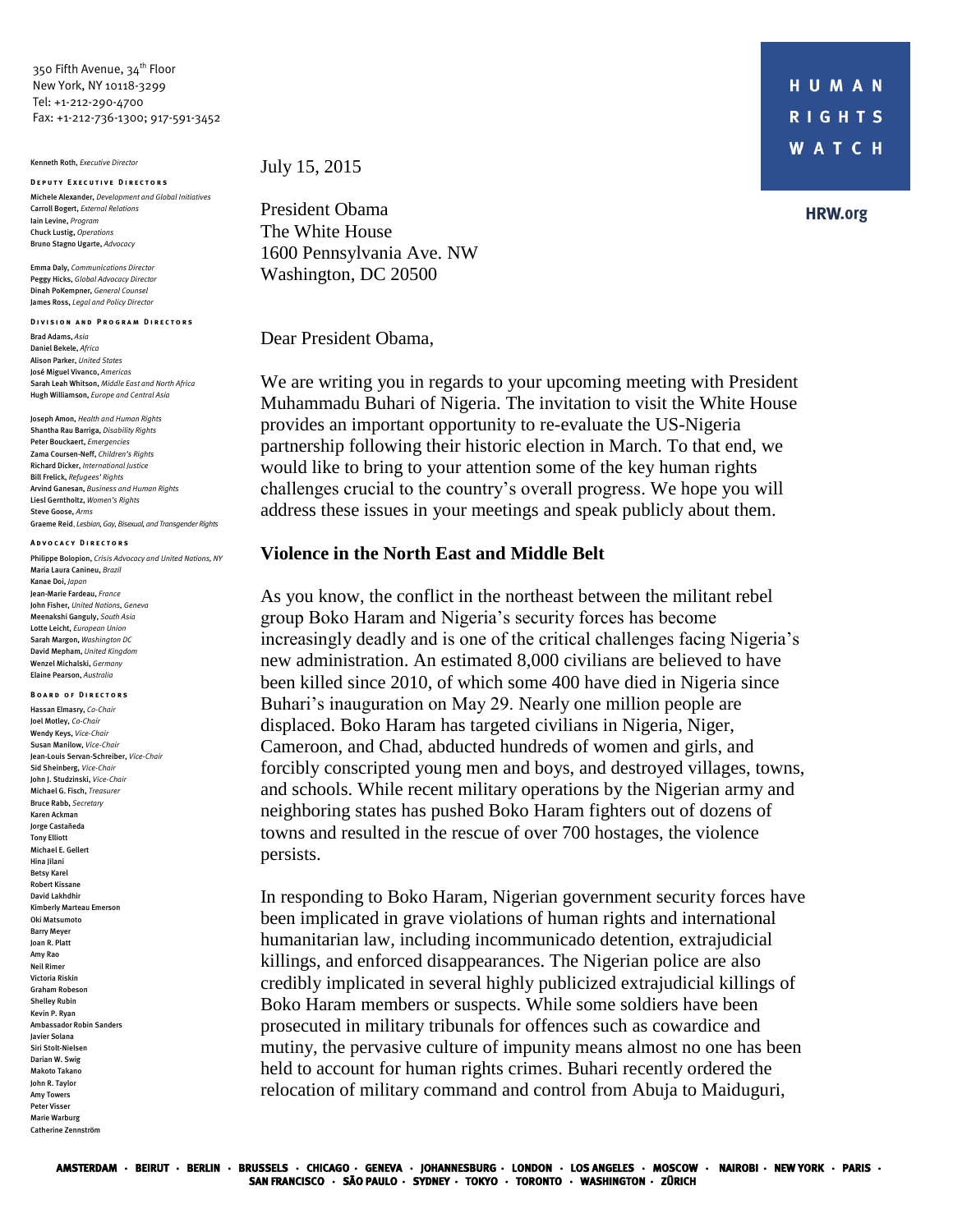350 Fifth Avenue, 34th Floor
New York, NY 10118-3299
Tel: +1-212-290-4700
Fax: +1-212-736-1300; 917-591-3452

**HUMAN RIGHTS WATCH**

HRW.org

Kenneth Roth, *Executive Director*

**DEPUTY EXECUTIVE DIRECTORS**
Michele Alexander, *Development and Global Initiatives*
Carroll Bogert, *External Relations*
Iain Levine, *Program*
Chuck Lustig, *Operations*
Bruno Stagno Ugarte, *Advocacy*

Emma Daly, *Communications Director*
Peggy Hicks, *Global Advocacy Director*
Dinah PoKempner, *General Counsel*
James Ross, *Legal and Policy Director*

**DIVISION AND PROGRAM DIRECTORS**
Brad Adams, *Asia*
Daniel Bekele, *Africa*
Alison Parker, *United States*
José Miguel Vivanco, *Americas*
Sarah Leah Whitson, *Middle East and North Africa*
Hugh Williamson, *Europe and Central Asia*

Joseph Amon, *Health and Human Rights*
Shantha Rau Barriga, *Disability Rights*
Peter Bouckaert, *Emergencies*
Zama Coursen-Neff, *Children's Rights*
Richard Dicker, *International Justice*
Bill Frelick, *Refugees' Rights*
Arvind Ganesan, *Business and Human Rights*
Liesl Gerntholtz, *Women's Rights*
Steve Goose, *Arms*
Graeme Reid, *Lesbian, Gay, Bisexual, and Transgender Rights*

**ADVOCACY DIRECTORS**
Philippe Bolopion, *Crisis Advocacy and United Nations, NY*
Maria Laura Canineu, *Brazil*
Kanae Doi, *Japan*
Jean-Marie Fardeau, *France*
John Fisher, *United Nations, Geneva*
Meenakshi Ganguly, *South Asia*
Lotte Leicht, *European Union*
Sarah Margon, *Washington DC*
David Mepham, *United Kingdom*
Wenzel Michalski, *Germany*
Elaine Pearson, *Australia*

**BOARD OF DIRECTORS**
Hassan Elmasry, *Co-Chair*
Joel Motley, *Co-Chair*
Wendy Keys, *Vice-Chair*
Susan Manilow, *Vice-Chair*
Jean-Louis Servan-Schreiber, *Vice-Chair*
Sid Sheinberg, *Vice-Chair*
John J. Studzinski, *Vice-Chair*
Michael G. Fisch, *Treasurer*
Bruce Rabb, *Secretary*
Karen Ackman
Jorge Castañeda
Tony Elliott
Michael E. Gellert
Hina Jilani
Betsy Karel
Robert Kissane
David Lakhdhir
Kimberly Marteau Emerson
Oki Matsumoto
Barry Meyer
Joan R. Platt
Amy Rao
Neil Rimer
Victoria Riskin
Graham Robeson
Shelley Rubin
Kevin P. Ryan
Ambassador Robin Sanders
Javier Solana
Siri Stolt-Nielsen
Darian W. Swig
Makoto Takano
John R. Taylor
Amy Towers
Peter Visser
Marie Warburg
Catherine Zennström

July 15, 2015

President Obama
The White House
1600 Pennsylvania Ave. NW
Washington, DC 20500

Dear President Obama,

We are writing you in regards to your upcoming meeting with President Muhammadu Buhari of Nigeria. The invitation to visit the White House provides an important opportunity to re-evaluate the US-Nigeria partnership following their historic election in March. To that end, we would like to bring to your attention some of the key human rights challenges crucial to the country's overall progress. We hope you will address these issues in your meetings and speak publicly about them.

## Violence in the North East and Middle Belt

As you know, the conflict in the northeast between the militant rebel group Boko Haram and Nigeria's security forces has become increasingly deadly and is one of the critical challenges facing Nigeria's new administration. An estimated 8,000 civilians are believed to have been killed since 2010, of which some 400 have died in Nigeria since Buhari's inauguration on May 29. Nearly one million people are displaced. Boko Haram has targeted civilians in Nigeria, Niger, Cameroon, and Chad, abducted hundreds of women and girls, and forcibly conscripted young men and boys, and destroyed villages, towns, and schools. While recent military operations by the Nigerian army and neighboring states has pushed Boko Haram fighters out of dozens of towns and resulted in the rescue of over 700 hostages, the violence persists.

In responding to Boko Haram, Nigerian government security forces have been implicated in grave violations of human rights and international humanitarian law, including incommunicado detention, extrajudicial killings, and enforced disappearances. The Nigerian police are also credibly implicated in several highly publicized extrajudicial killings of Boko Haram members or suspects. While some soldiers have been prosecuted in military tribunals for offences such as cowardice and mutiny, the pervasive culture of impunity means almost no one has been held to account for human rights crimes. Buhari recently ordered the relocation of military command and control from Abuja to Maiduguri,

AMSTERDAM · BEIRUT · BERLIN · BRUSSELS · CHICAGO · GENEVA · JOHANNESBURG · LONDON · LOS ANGELES · MOSCOW · NAIROBI · NEW YORK · PARIS · SAN FRANCISCO · SÃO PAULO · SYDNEY · TOKYO · TORONTO · WASHINGTON · ZÜRICH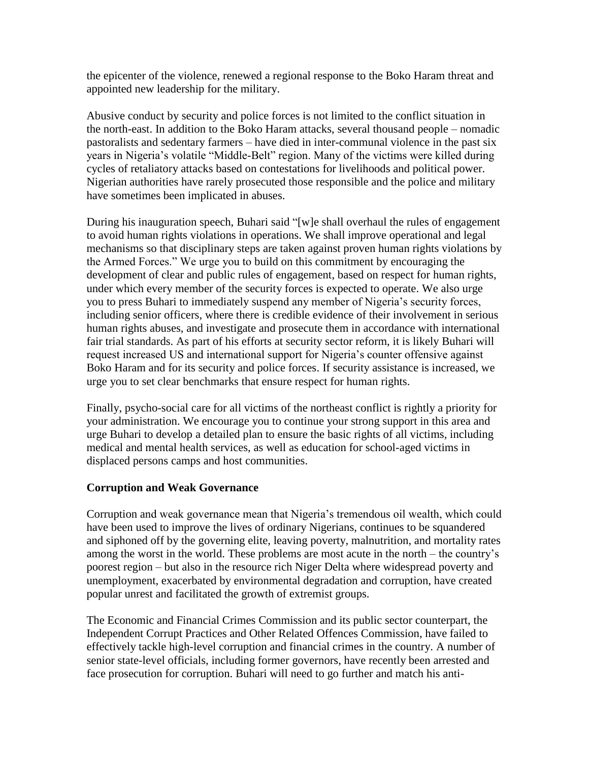the epicenter of the violence, renewed a regional response to the Boko Haram threat and appointed new leadership for the military.

Abusive conduct by security and police forces is not limited to the conflict situation in the north-east. In addition to the Boko Haram attacks, several thousand people – nomadic pastoralists and sedentary farmers – have died in inter-communal violence in the past six years in Nigeria's volatile "Middle-Belt" region. Many of the victims were killed during cycles of retaliatory attacks based on contestations for livelihoods and political power. Nigerian authorities have rarely prosecuted those responsible and the police and military have sometimes been implicated in abuses.

During his inauguration speech, Buhari said "[w]e shall overhaul the rules of engagement to avoid human rights violations in operations. We shall improve operational and legal mechanisms so that disciplinary steps are taken against proven human rights violations by the Armed Forces." We urge you to build on this commitment by encouraging the development of clear and public rules of engagement, based on respect for human rights, under which every member of the security forces is expected to operate. We also urge you to press Buhari to immediately suspend any member of Nigeria's security forces, including senior officers, where there is credible evidence of their involvement in serious human rights abuses, and investigate and prosecute them in accordance with international fair trial standards. As part of his efforts at security sector reform, it is likely Buhari will request increased US and international support for Nigeria's counter offensive against Boko Haram and for its security and police forces. If security assistance is increased, we urge you to set clear benchmarks that ensure respect for human rights.

Finally, psycho-social care for all victims of the northeast conflict is rightly a priority for your administration. We encourage you to continue your strong support in this area and urge Buhari to develop a detailed plan to ensure the basic rights of all victims, including medical and mental health services, as well as education for school-aged victims in displaced persons camps and host communities.

**Corruption and Weak Governance**

Corruption and weak governance mean that Nigeria's tremendous oil wealth, which could have been used to improve the lives of ordinary Nigerians, continues to be squandered and siphoned off by the governing elite, leaving poverty, malnutrition, and mortality rates among the worst in the world. These problems are most acute in the north – the country's poorest region – but also in the resource rich Niger Delta where widespread poverty and unemployment, exacerbated by environmental degradation and corruption, have created popular unrest and facilitated the growth of extremist groups.

The Economic and Financial Crimes Commission and its public sector counterpart, the Independent Corrupt Practices and Other Related Offences Commission, have failed to effectively tackle high-level corruption and financial crimes in the country. A number of senior state-level officials, including former governors, have recently been arrested and face prosecution for corruption. Buhari will need to go further and match his anti-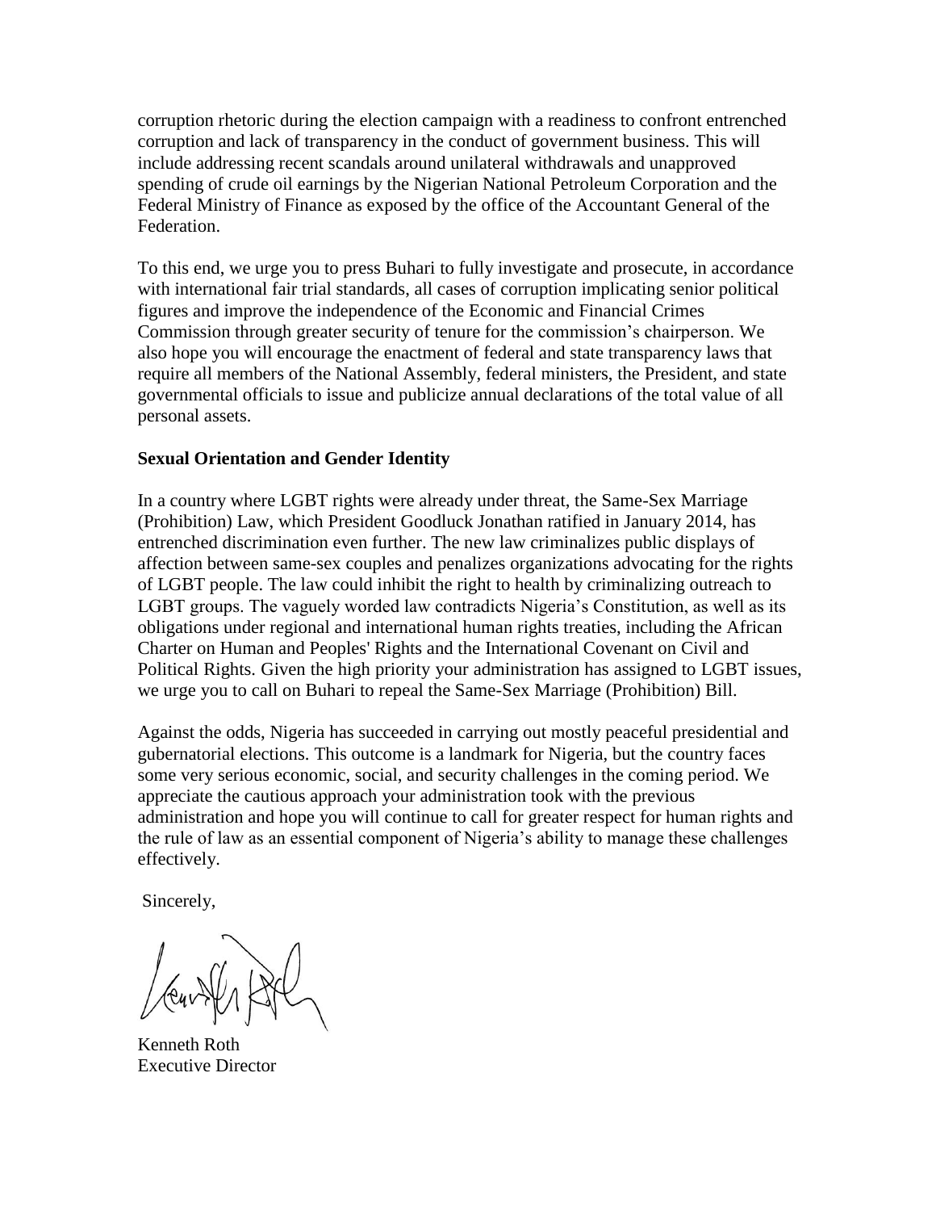corruption rhetoric during the election campaign with a readiness to confront entrenched corruption and lack of transparency in the conduct of government business. This will include addressing recent scandals around unilateral withdrawals and unapproved spending of crude oil earnings by the Nigerian National Petroleum Corporation and the Federal Ministry of Finance as exposed by the office of the Accountant General of the Federation.

To this end, we urge you to press Buhari to fully investigate and prosecute, in accordance with international fair trial standards, all cases of corruption implicating senior political figures and improve the independence of the Economic and Financial Crimes Commission through greater security of tenure for the commission's chairperson. We also hope you will encourage the enactment of federal and state transparency laws that require all members of the National Assembly, federal ministers, the President, and state governmental officials to issue and publicize annual declarations of the total value of all personal assets.

**Sexual Orientation and Gender Identity**

In a country where LGBT rights were already under threat, the Same-Sex Marriage (Prohibition) Law, which President Goodluck Jonathan ratified in January 2014, has entrenched discrimination even further. The new law criminalizes public displays of affection between same-sex couples and penalizes organizations advocating for the rights of LGBT people. The law could inhibit the right to health by criminalizing outreach to LGBT groups. The vaguely worded law contradicts Nigeria's Constitution, as well as its obligations under regional and international human rights treaties, including the African Charter on Human and Peoples' Rights and the International Covenant on Civil and Political Rights. Given the high priority your administration has assigned to LGBT issues, we urge you to call on Buhari to repeal the Same-Sex Marriage (Prohibition) Bill.

Against the odds, Nigeria has succeeded in carrying out mostly peaceful presidential and gubernatorial elections. This outcome is a landmark for Nigeria, but the country faces some very serious economic, social, and security challenges in the coming period. We appreciate the cautious approach your administration took with the previous administration and hope you will continue to call for greater respect for human rights and the rule of law as an essential component of Nigeria's ability to manage these challenges effectively.

Sincerely,

Kenneth Roth
Executive Director